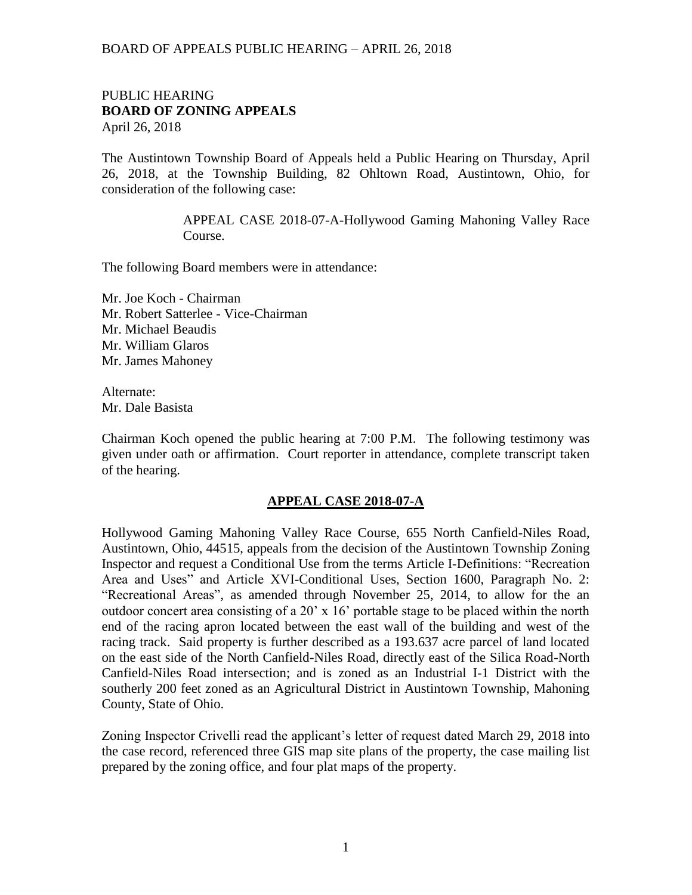PUBLIC HEARING
**BOARD OF ZONING APPEALS**
April 26, 2018

The Austintown Township Board of Appeals held a Public Hearing on Thursday, April 26, 2018, at the Township Building, 82 Ohltown Road, Austintown, Ohio, for consideration of the following case:

> APPEAL CASE 2018-07-A-Hollywood Gaming Mahoning Valley Race Course.

The following Board members were in attendance:

Mr. Joe Koch - Chairman
Mr. Robert Satterlee - Vice-Chairman
Mr. Michael Beaudis
Mr. William Glaros
Mr. James Mahoney

Alternate:
Mr. Dale Basista

Chairman Koch opened the public hearing at 7:00 P.M. The following testimony was given under oath or affirmation. Court reporter in attendance, complete transcript taken of the hearing.

## APPEAL CASE 2018-07-A

Hollywood Gaming Mahoning Valley Race Course, 655 North Canfield-Niles Road, Austintown, Ohio, 44515, appeals from the decision of the Austintown Township Zoning Inspector and request a Conditional Use from the terms Article I-Definitions: "Recreation Area and Uses" and Article XVI-Conditional Uses, Section 1600, Paragraph No. 2: "Recreational Areas", as amended through November 25, 2014, to allow for the an outdoor concert area consisting of a 20' x 16' portable stage to be placed within the north end of the racing apron located between the east wall of the building and west of the racing track. Said property is further described as a 193.637 acre parcel of land located on the east side of the North Canfield-Niles Road, directly east of the Silica Road-North Canfield-Niles Road intersection; and is zoned as an Industrial I-1 District with the southerly 200 feet zoned as an Agricultural District in Austintown Township, Mahoning County, State of Ohio.

Zoning Inspector Crivelli read the applicant's letter of request dated March 29, 2018 into the case record, referenced three GIS map site plans of the property, the case mailing list prepared by the zoning office, and four plat maps of the property.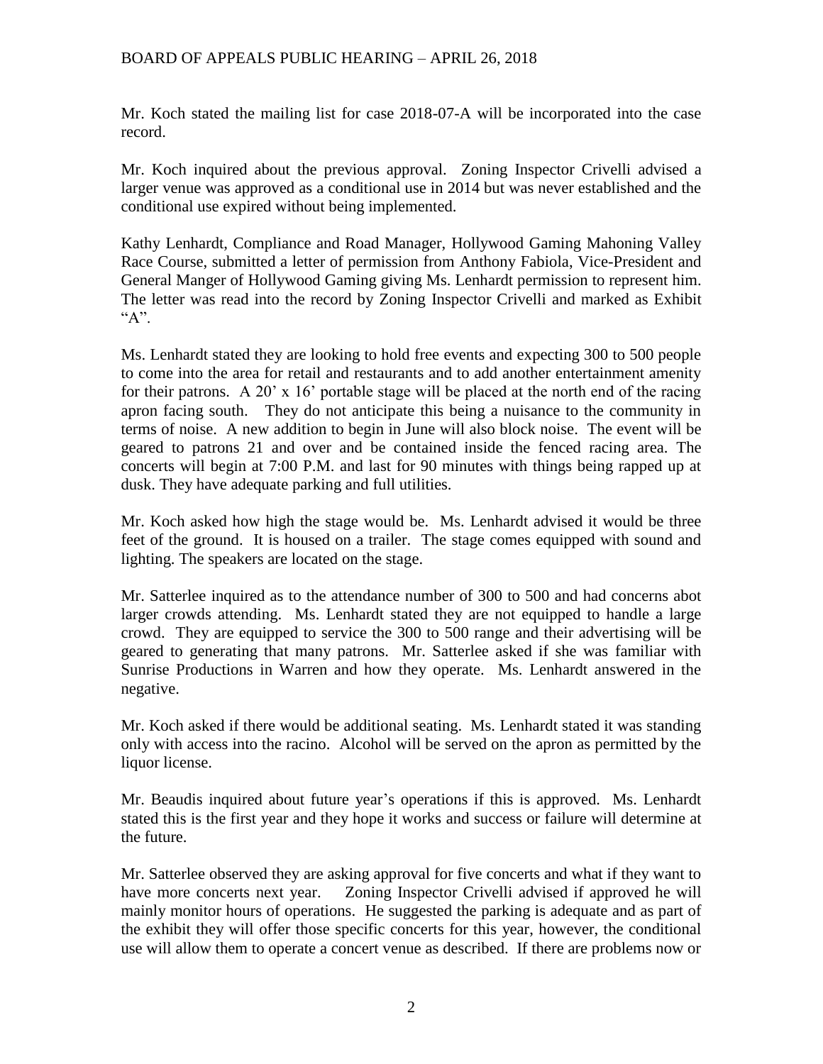Mr. Koch stated the mailing list for case 2018-07-A will be incorporated into the case record.

Mr. Koch inquired about the previous approval. Zoning Inspector Crivelli advised a larger venue was approved as a conditional use in 2014 but was never established and the conditional use expired without being implemented.

Kathy Lenhardt, Compliance and Road Manager, Hollywood Gaming Mahoning Valley Race Course, submitted a letter of permission from Anthony Fabiola, Vice-President and General Manger of Hollywood Gaming giving Ms. Lenhardt permission to represent him. The letter was read into the record by Zoning Inspector Crivelli and marked as Exhibit "A".

Ms. Lenhardt stated they are looking to hold free events and expecting 300 to 500 people to come into the area for retail and restaurants and to add another entertainment amenity for their patrons. A 20' x 16' portable stage will be placed at the north end of the racing apron facing south. They do not anticipate this being a nuisance to the community in terms of noise. A new addition to begin in June will also block noise. The event will be geared to patrons 21 and over and be contained inside the fenced racing area. The concerts will begin at 7:00 P.M. and last for 90 minutes with things being rapped up at dusk. They have adequate parking and full utilities.

Mr. Koch asked how high the stage would be. Ms. Lenhardt advised it would be three feet of the ground. It is housed on a trailer. The stage comes equipped with sound and lighting. The speakers are located on the stage.

Mr. Satterlee inquired as to the attendance number of 300 to 500 and had concerns abot larger crowds attending. Ms. Lenhardt stated they are not equipped to handle a large crowd. They are equipped to service the 300 to 500 range and their advertising will be geared to generating that many patrons. Mr. Satterlee asked if she was familiar with Sunrise Productions in Warren and how they operate. Ms. Lenhardt answered in the negative.

Mr. Koch asked if there would be additional seating. Ms. Lenhardt stated it was standing only with access into the racino. Alcohol will be served on the apron as permitted by the liquor license.

Mr. Beaudis inquired about future year's operations if this is approved. Ms. Lenhardt stated this is the first year and they hope it works and success or failure will determine at the future.

Mr. Satterlee observed they are asking approval for five concerts and what if they want to have more concerts next year. Zoning Inspector Crivelli advised if approved he will mainly monitor hours of operations. He suggested the parking is adequate and as part of the exhibit they will offer those specific concerts for this year, however, the conditional use will allow them to operate a concert venue as described. If there are problems now or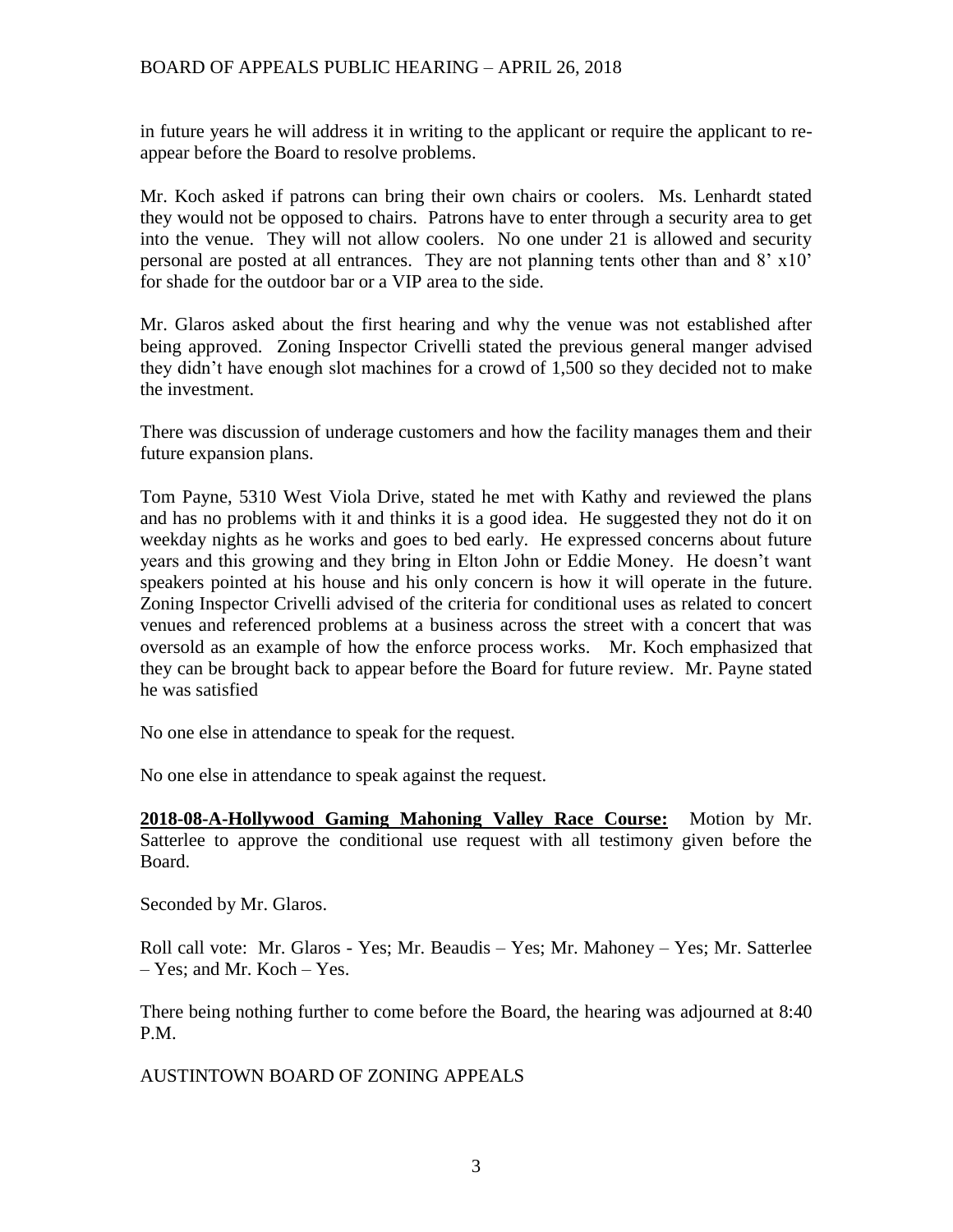in future years he will address it in writing to the applicant or require the applicant to re-appear before the Board to resolve problems.

Mr. Koch asked if patrons can bring their own chairs or coolers. Ms. Lenhardt stated they would not be opposed to chairs. Patrons have to enter through a security area to get into the venue. They will not allow coolers. No one under 21 is allowed and security personal are posted at all entrances. They are not planning tents other than and 8' x10' for shade for the outdoor bar or a VIP area to the side.

Mr. Glaros asked about the first hearing and why the venue was not established after being approved. Zoning Inspector Crivelli stated the previous general manger advised they didn't have enough slot machines for a crowd of 1,500 so they decided not to make the investment.

There was discussion of underage customers and how the facility manages them and their future expansion plans.

Tom Payne, 5310 West Viola Drive, stated he met with Kathy and reviewed the plans and has no problems with it and thinks it is a good idea. He suggested they not do it on weekday nights as he works and goes to bed early. He expressed concerns about future years and this growing and they bring in Elton John or Eddie Money. He doesn't want speakers pointed at his house and his only concern is how it will operate in the future. Zoning Inspector Crivelli advised of the criteria for conditional uses as related to concert venues and referenced problems at a business across the street with a concert that was oversold as an example of how the enforce process works. Mr. Koch emphasized that they can be brought back to appear before the Board for future review. Mr. Payne stated he was satisfied

No one else in attendance to speak for the request.

No one else in attendance to speak against the request.

**2018-08-A-Hollywood Gaming Mahoning Valley Race Course:** Motion by Mr. Satterlee to approve the conditional use request with all testimony given before the Board.

Seconded by Mr. Glaros.

Roll call vote: Mr. Glaros - Yes; Mr. Beaudis – Yes; Mr. Mahoney – Yes; Mr. Satterlee – Yes; and Mr. Koch – Yes.

There being nothing further to come before the Board, the hearing was adjourned at 8:40 P.M.

AUSTINTOWN BOARD OF ZONING APPEALS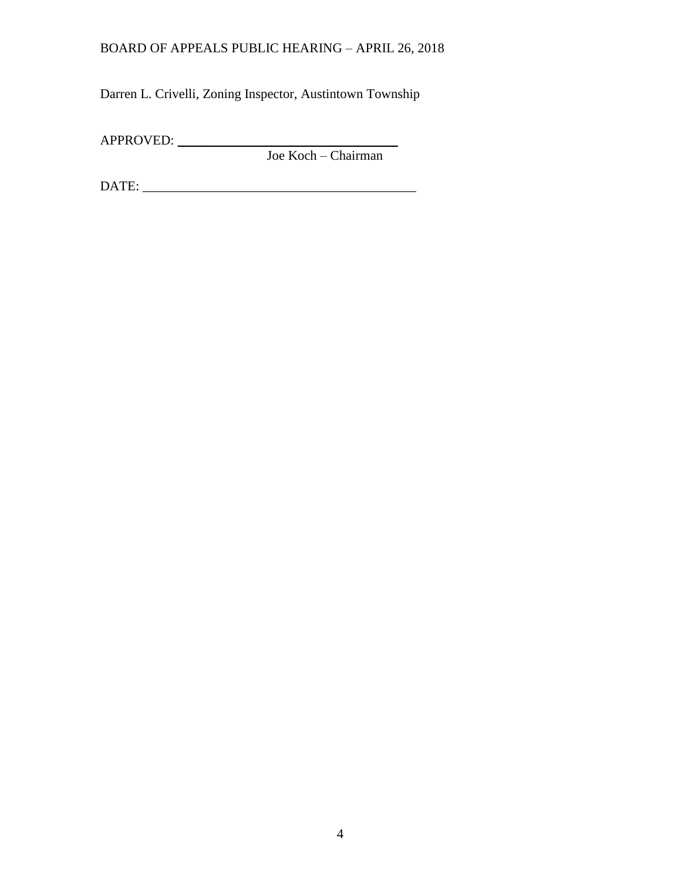Darren L. Crivelli, Zoning Inspector, Austintown Township

APPROVED: ________________________________
Joe Koch – Chairman

DATE: ________________________________________